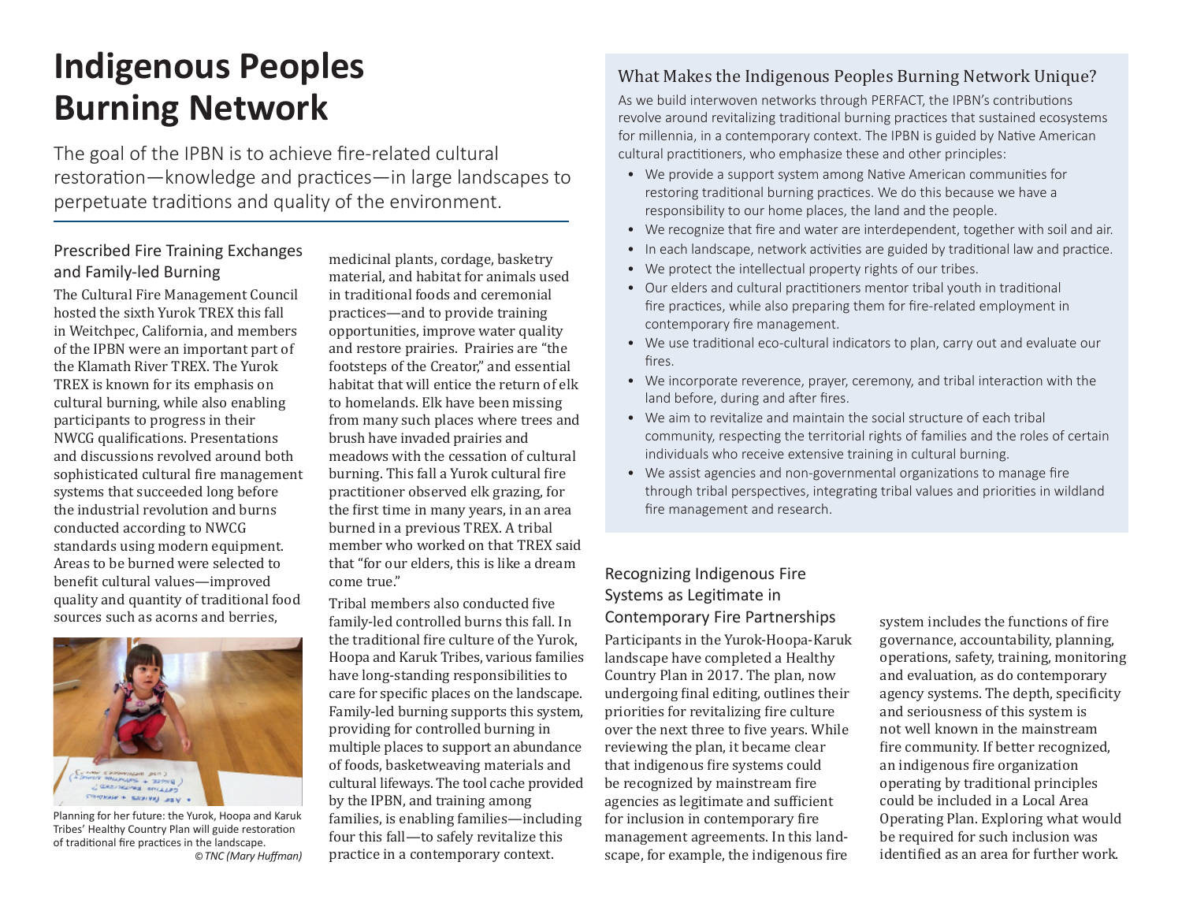# Indigenous Peoples Burning Network

The goal of the IPBN is to achieve fire-related cultural restoration—knowledge and practices—in large landscapes to perpetuate traditions and quality of the environment.

## Prescribed Fire Training Exchanges and Family-led Burning

The Cultural Fire Management Council hosted the sixth Yurok TREX this fall in Weitchpec, California, and members of the IPBN were an important part of the Klamath River TREX. The Yurok TREX is known for its emphasis on cultural burning, while also enabling participants to progress in their NWCG qualifications. Presentations and discussions revolved around both sophisticated cultural fire management systems that succeeded long before the industrial revolution and burns conducted according to NWCG standards using modern equipment. Areas to be burned were selected to benefit cultural values—improved quality and quantity of traditional food sources such as acorns and berries, medicinal plants, cordage, basketry material, and habitat for animals used in traditional foods and ceremonial practices—and to provide training opportunities, improve water quality and restore prairies. Prairies are "the footsteps of the Creator," and essential habitat that will entice the return of elk to homelands. Elk have been missing from many such places where trees and brush have invaded prairies and meadows with the cessation of cultural burning. This fall a Yurok cultural fire practitioner observed elk grazing, for the first time in many years, in an area burned in a previous TREX. A tribal member who worked on that TREX said that "for our elders, this is like a dream come true."

Planning for her future: the Yurok, Hoopa and Karuk Tribes' Healthy Country Plan will guide restoration of traditional fire practices in the landscape. *© TNC (Mary Huffman)*

Tribal members also conducted five family-led controlled burns this fall. In the traditional fire culture of the Yurok, Hoopa and Karuk Tribes, various families have long-standing responsibilities to care for specific places on the landscape. Family-led burning supports this system, providing for controlled burning in multiple places to support an abundance of foods, basketweaving materials and cultural lifeways. The tool cache provided by the IPBN, and training among families, is enabling families—including four this fall—to safely revitalize this practice in a contemporary context.

## What Makes the Indigenous Peoples Burning Network Unique?

As we build interwoven networks through PERFACT, the IPBN's contributions revolve around revitalizing traditional burning practices that sustained ecosystems for millennia, in a contemporary context. The IPBN is guided by Native American cultural practitioners, who emphasize these and other principles:

- We provide a support system among Native American communities for restoring traditional burning practices. We do this because we have a responsibility to our home places, the land and the people.
- We recognize that fire and water are interdependent, together with soil and air.
- In each landscape, network activities are guided by traditional law and practice.
- We protect the intellectual property rights of our tribes.
- Our elders and cultural practitioners mentor tribal youth in traditional fire practices, while also preparing them for fire-related employment in contemporary fire management.
- We use traditional eco-cultural indicators to plan, carry out and evaluate our fires.
- We incorporate reverence, prayer, ceremony, and tribal interaction with the land before, during and after fires.
- We aim to revitalize and maintain the social structure of each tribal community, respecting the territorial rights of families and the roles of certain individuals who receive extensive training in cultural burning.
- We assist agencies and non-governmental organizations to manage fire through tribal perspectives, integrating tribal values and priorities in wildland fire management and research.

## Recognizing Indigenous Fire Systems as Legitimate in Contemporary Fire Partnerships

Participants in the Yurok-Hoopa-Karuk landscape have completed a Healthy Country Plan in 2017. The plan, now undergoing final editing, outlines their priorities for revitalizing fire culture over the next three to five years. While reviewing the plan, it became clear that indigenous fire systems could be recognized by mainstream fire agencies as legitimate and sufficient for inclusion in contemporary fire management agreements. In this landscape, for example, the indigenous fire system includes the functions of fire governance, accountability, planning, operations, safety, training, monitoring and evaluation, as do contemporary agency systems. The depth, specificity and seriousness of this system is not well known in the mainstream fire community. If better recognized, an indigenous fire organization operating by traditional principles could be included in a Local Area Operating Plan. Exploring what would be required for such inclusion was identified as an area for further work.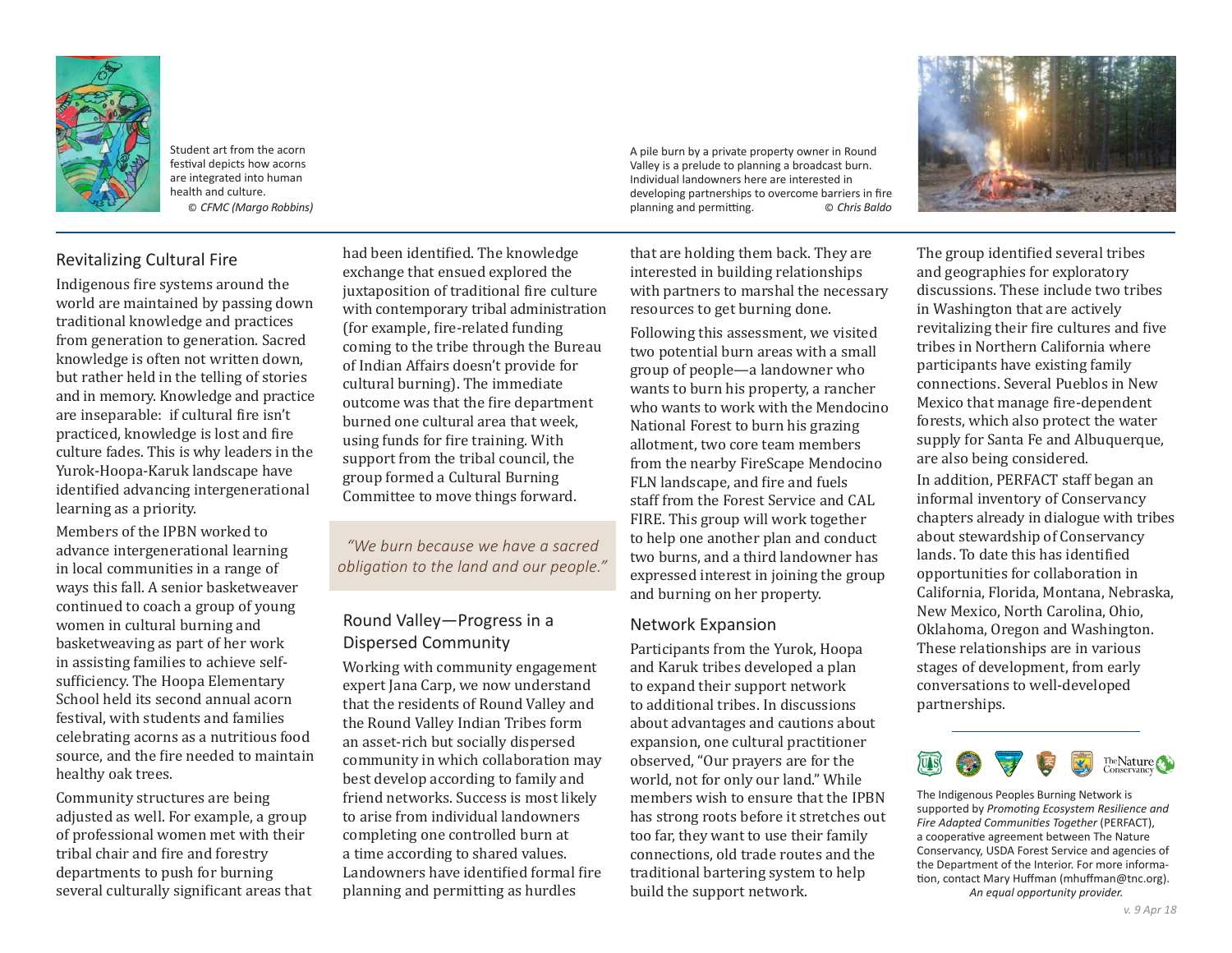Student art from the acorn festival depicts how acorns are integrated into human health and culture. © CFMC (Margo Robbins)

A pile burn by a private property owner in Round Valley is a prelude to planning a broadcast burn. Individual landowners here are interested in developing partnerships to overcome barriers in fire planning and permitting. © Chris Baldo

## Revitalizing Cultural Fire

Indigenous fire systems around the world are maintained by passing down traditional knowledge and practices from generation to generation. Sacred knowledge is often not written down, but rather held in the telling of stories and in memory. Knowledge and practice are inseparable: if cultural fire isn't practiced, knowledge is lost and fire culture fades. This is why leaders in the Yurok-Hoopa-Karuk landscape have identified advancing intergenerational learning as a priority.

Members of the IPBN worked to advance intergenerational learning in local communities in a range of ways this fall. A senior basketweaver continued to coach a group of young women in cultural burning and basketweaving as part of her work in assisting families to achieve self-sufficiency. The Hoopa Elementary School held its second annual acorn festival, with students and families celebrating acorns as a nutritious food source, and the fire needed to maintain healthy oak trees.

Community structures are being adjusted as well. For example, a group of professional women met with their tribal chair and fire and forestry departments to push for burning several culturally significant areas that had been identified. The knowledge exchange that ensued explored the juxtaposition of traditional fire culture with contemporary tribal administration (for example, fire-related funding coming to the tribe through the Bureau of Indian Affairs doesn't provide for cultural burning). The immediate outcome was that the fire department burned one cultural area that week, using funds for fire training. With support from the tribal council, the group formed a Cultural Burning Committee to move things forward.

> *"We burn because we have a sacred obligation to the land and our people."*

## Round Valley—Progress in a Dispersed Community

Working with community engagement expert Jana Carp, we now understand that the residents of Round Valley and the Round Valley Indian Tribes form an asset-rich but socially dispersed community in which collaboration may best develop according to family and friend networks. Success is most likely to arise from individual landowners completing one controlled burn at a time according to shared values. Landowners have identified formal fire planning and permitting as hurdles that are holding them back. They are interested in building relationships with partners to marshal the necessary resources to get burning done.

Following this assessment, we visited two potential burn areas with a small group of people—a landowner who wants to burn his property, a rancher who wants to work with the Mendocino National Forest to burn his grazing allotment, two core team members from the nearby FireScape Mendocino FLN landscape, and fire and fuels staff from the Forest Service and CAL FIRE. This group will work together to help one another plan and conduct two burns, and a third landowner has expressed interest in joining the group and burning on her property.

## Network Expansion

Participants from the Yurok, Hoopa and Karuk tribes developed a plan to expand their support network to additional tribes. In discussions about advantages and cautions about expansion, one cultural practitioner observed, "Our prayers are for the world, not for only our land." While members wish to ensure that the IPBN has strong roots before it stretches out too far, they want to use their family connections, old trade routes and the traditional bartering system to help build the support network.

The group identified several tribes and geographies for exploratory discussions. These include two tribes in Washington that are actively revitalizing their fire cultures and five tribes in Northern California where participants have existing family connections. Several Pueblos in New Mexico that manage fire-dependent forests, which also protect the water supply for Santa Fe and Albuquerque, are also being considered.

In addition, PERFACT staff began an informal inventory of Conservancy chapters already in dialogue with tribes about stewardship of Conservancy lands. To date this has identified opportunities for collaboration in California, Florida, Montana, Nebraska, New Mexico, North Carolina, Ohio, Oklahoma, Oregon and Washington. These relationships are in various stages of development, from early conversations to well-developed partnerships.

The Indigenous Peoples Burning Network is supported by *Promoting Ecosystem Resilience and Fire Adapted Communities Together* (PERFACT), a cooperative agreement between The Nature Conservancy, USDA Forest Service and agencies of the Department of the Interior. For more information, contact Mary Huffman (mhuffman@tnc.org). *An equal opportunity provider.*

*v. 9 Apr 18*